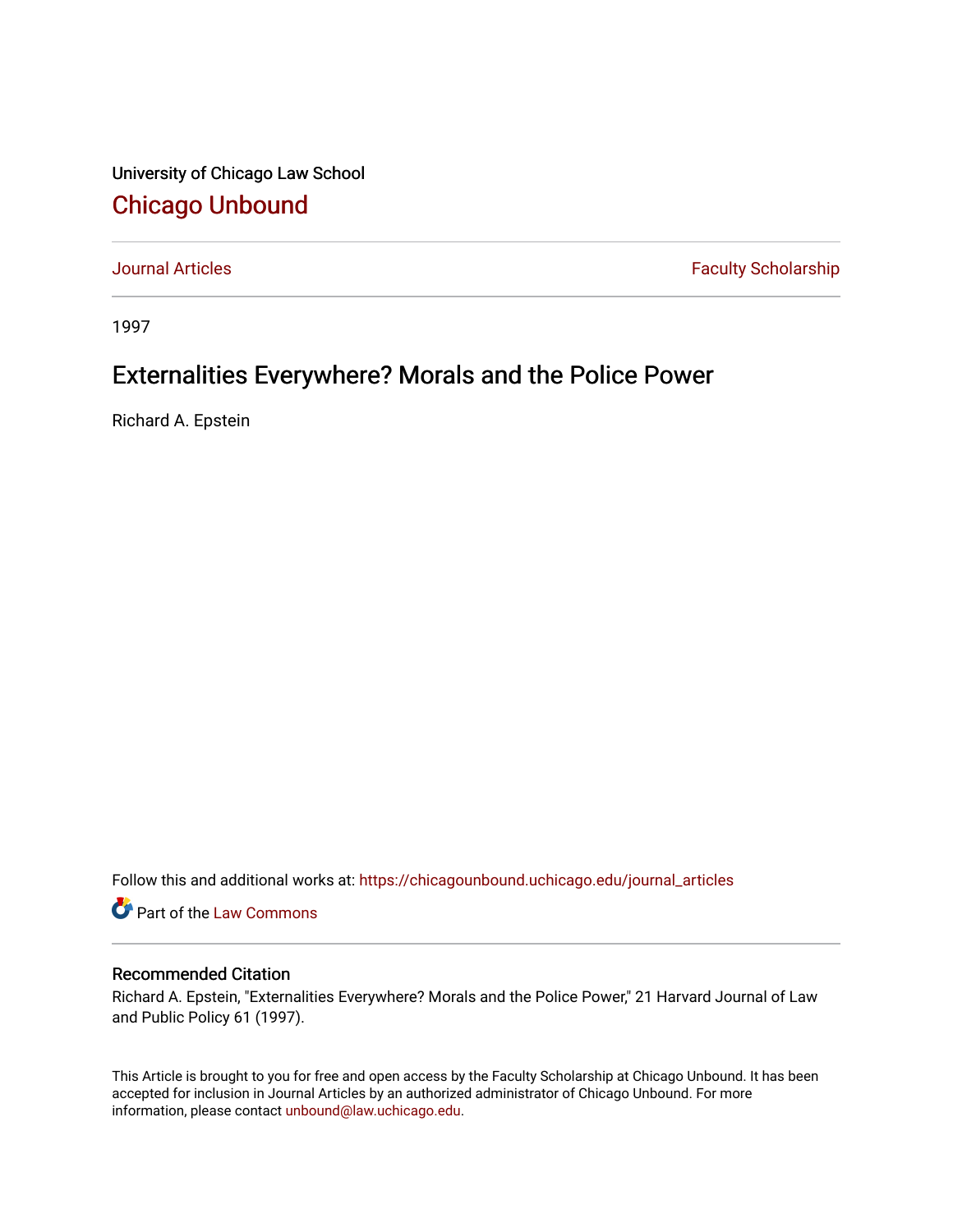University of Chicago Law School

# Chicago Unbound

Journal Articles | Faculty Scholarship

1997

## Externalities Everywhere? Morals and the Police Power

Richard A. Epstein

Follow this and additional works at: https://chicagounbound.uchicago.edu/journal_articles

Part of the Law Commons

### Recommended Citation

Richard A. Epstein, "Externalities Everywhere? Morals and the Police Power," 21 Harvard Journal of Law and Public Policy 61 (1997).

This Article is brought to you for free and open access by the Faculty Scholarship at Chicago Unbound. It has been accepted for inclusion in Journal Articles by an authorized administrator of Chicago Unbound. For more information, please contact unbound@law.uchicago.edu.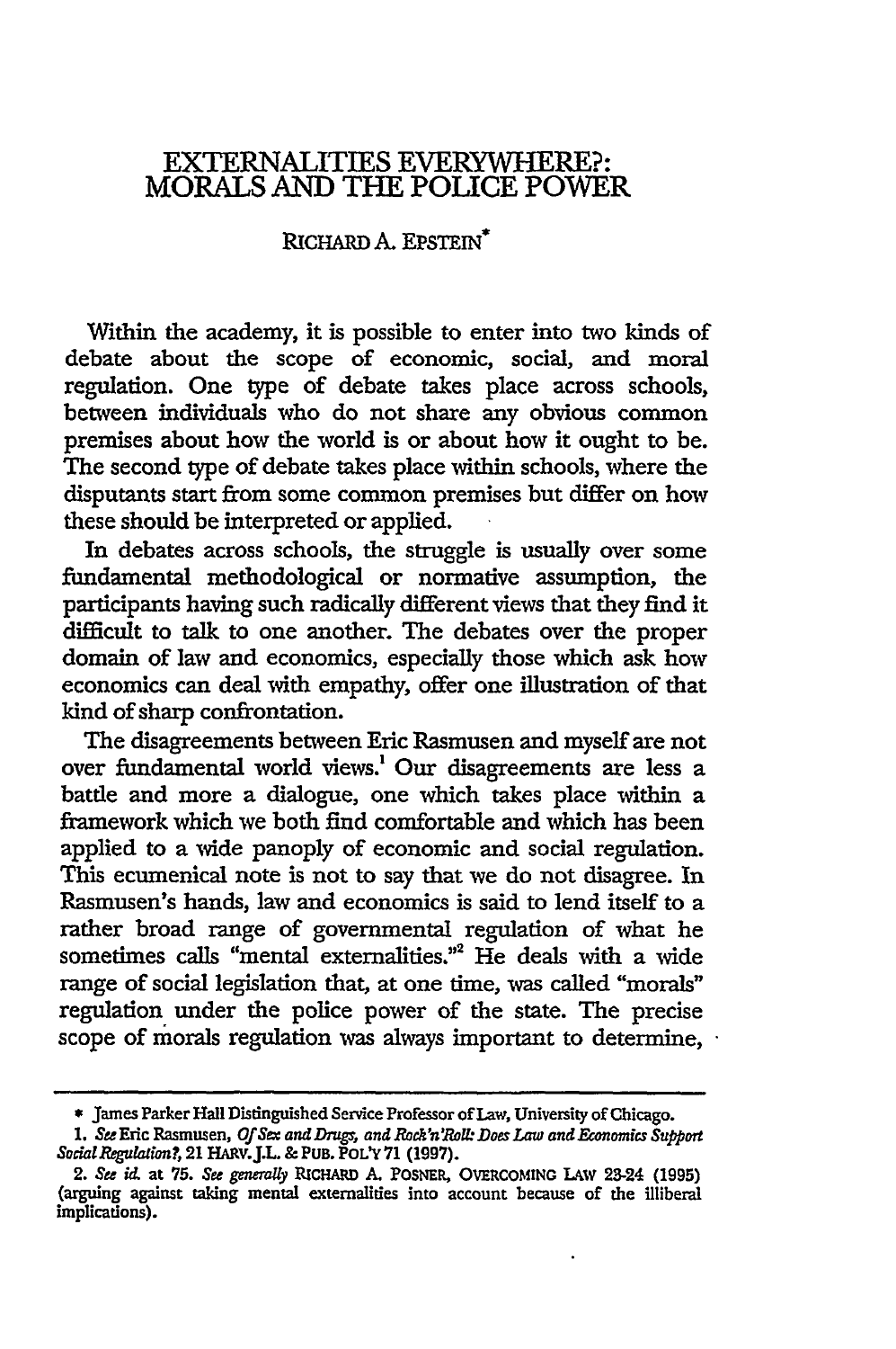# EXTERNALITIES EVERYWHERE?: MORALS AND THE POLICE POWER

RICHARD A. EPSTEIN*

Within the academy, it is possible to enter into two kinds of debate about the scope of economic, social, and moral regulation. One type of debate takes place across schools, between individuals who do not share any obvious common premises about how the world is or about how it ought to be. The second type of debate takes place within schools, where the disputants start from some common premises but differ on how these should be interpreted or applied.

In debates across schools, the struggle is usually over some fundamental methodological or normative assumption, the participants having such radically different views that they find it difficult to talk to one another. The debates over the proper domain of law and economics, especially those which ask how economics can deal with empathy, offer one illustration of that kind of sharp confrontation.

The disagreements between Eric Rasmusen and myself are not over fundamental world views.[1] Our disagreements are less a battle and more a dialogue, one which takes place within a framework which we both find comfortable and which has been applied to a wide panoply of economic and social regulation. This ecumenical note is not to say that we do not disagree. In Rasmusen's hands, law and economics is said to lend itself to a rather broad range of governmental regulation of what he sometimes calls "mental externalities."[2] He deals with a wide range of social legislation that, at one time, was called "morals" regulation under the police power of the state. The precise scope of morals regulation was always important to determine,

---

\* James Parker Hall Distinguished Service Professor of Law, University of Chicago.

1. *See* Eric Rasmusen, *Of Sex and Drugs, and Rock'n'Roll: Does Law and Economics Support Social Regulation?*, 21 HARV. J.L. & PUB. POL'Y 71 (1997).

2. *See id.* at 75. *See generally* RICHARD A. POSNER, OVERCOMING LAW 23-24 (1995) (arguing against taking mental externalities into account because of the illiberal implications).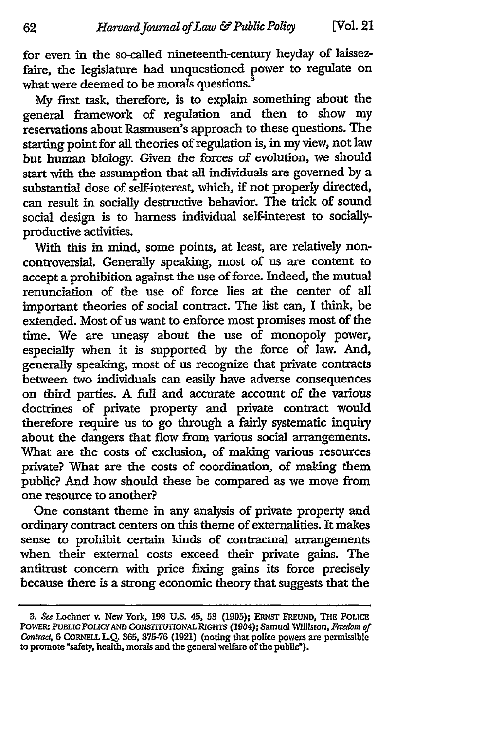for even in the so-called nineteenth-century heyday of laissez-faire, the legislature had unquestioned power to regulate on what were deemed to be morals questions.[3]

My first task, therefore, is to explain something about the general framework of regulation and then to show my reservations about Rasmusen's approach to these questions. The starting point for all theories of regulation is, in my view, not law but human biology. Given the forces of evolution, we should start with the assumption that all individuals are governed by a substantial dose of self-interest, which, if not properly directed, can result in socially destructive behavior. The trick of sound social design is to harness individual self-interest to socially-productive activities.

With this in mind, some points, at least, are relatively non-controversial. Generally speaking, most of us are content to accept a prohibition against the use of force. Indeed, the mutual renunciation of the use of force lies at the center of all important theories of social contract. The list can, I think, be extended. Most of us want to enforce most promises most of the time. We are uneasy about the use of monopoly power, especially when it is supported by the force of law. And, generally speaking, most of us recognize that private contracts between two individuals can easily have adverse consequences on third parties. A full and accurate account of the various doctrines of private property and private contract would therefore require us to go through a fairly systematic inquiry about the dangers that flow from various social arrangements. What are the costs of exclusion, of making various resources private? What are the costs of coordination, of making them public? And how should these be compared as we move from one resource to another?

One constant theme in any analysis of private property and ordinary contract centers on this theme of externalities. It makes sense to prohibit certain kinds of contractual arrangements when their external costs exceed their private gains. The antitrust concern with price fixing gains its force precisely because there is a strong economic theory that suggests that the

---

3. *See* Lochner v. New York, 198 U.S. 45, 53 (1905); ERNST FREUND, THE POLICE POWER: PUBLIC POLICY AND CONSTITUTIONAL RIGHTS (1904); Samuel Williston, *Freedom of Contract*, 6 CORNELL L.Q. 365, 375-76 (1921) (noting that police powers are permissible to promote "safety, health, morals and the general welfare of the public").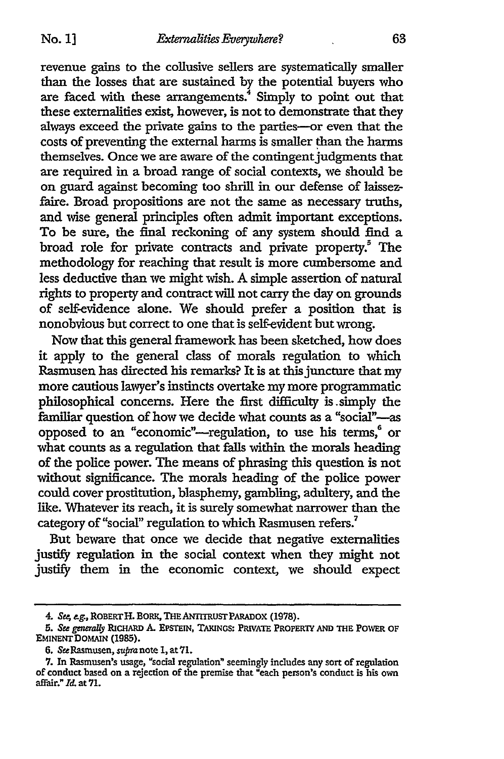revenue gains to the collusive sellers are systematically smaller than the losses that are sustained by the potential buyers who are faced with these arrangements.[4] Simply to point out that these externalities exist, however, is not to demonstrate that they always exceed the private gains to the parties—or even that the costs of preventing the external harms is smaller than the harms themselves. Once we are aware of the contingent judgments that are required in a broad range of social contexts, we should be on guard against becoming too shrill in our defense of laissez-faire. Broad propositions are not the same as necessary truths, and wise general principles often admit important exceptions. To be sure, the final reckoning of any system should find a broad role for private contracts and private property.[5] The methodology for reaching that result is more cumbersome and less deductive than we might wish. A simple assertion of natural rights to property and contract will not carry the day on grounds of self-evidence alone. We should prefer a position that is nonobvious but correct to one that is self-evident but wrong.

Now that this general framework has been sketched, how does it apply to the general class of morals regulation to which Rasmusen has directed his remarks? It is at this juncture that my more cautious lawyer's instincts overtake my more programmatic philosophical concerns. Here the first difficulty is simply the familiar question of how we decide what counts as a "social"—as opposed to an "economic"—regulation, to use his terms,[6] or what counts as a regulation that falls within the morals heading of the police power. The means of phrasing this question is not without significance. The morals heading of the police power could cover prostitution, blasphemy, gambling, adultery, and the like. Whatever its reach, it is surely somewhat narrower than the category of "social" regulation to which Rasmusen refers.[7]

But beware that once we decide that negative externalities justify regulation in the social context when they might not justify them in the economic context, we should expect

---

4. *See, e.g.*, ROBERT H. BORK, THE ANTITRUST PARADOX (1978).

5. *See generally* RICHARD A. EPSTEIN, TAKINGS: PRIVATE PROPERTY AND THE POWER OF EMINENT DOMAIN (1985).

6. *See* Rasmusen, *supra* note 1, at 71.

7. In Rasmusen's usage, "social regulation" seemingly includes any sort of regulation of conduct based on a rejection of the premise that "each person's conduct is his own affair." *Id.* at 71.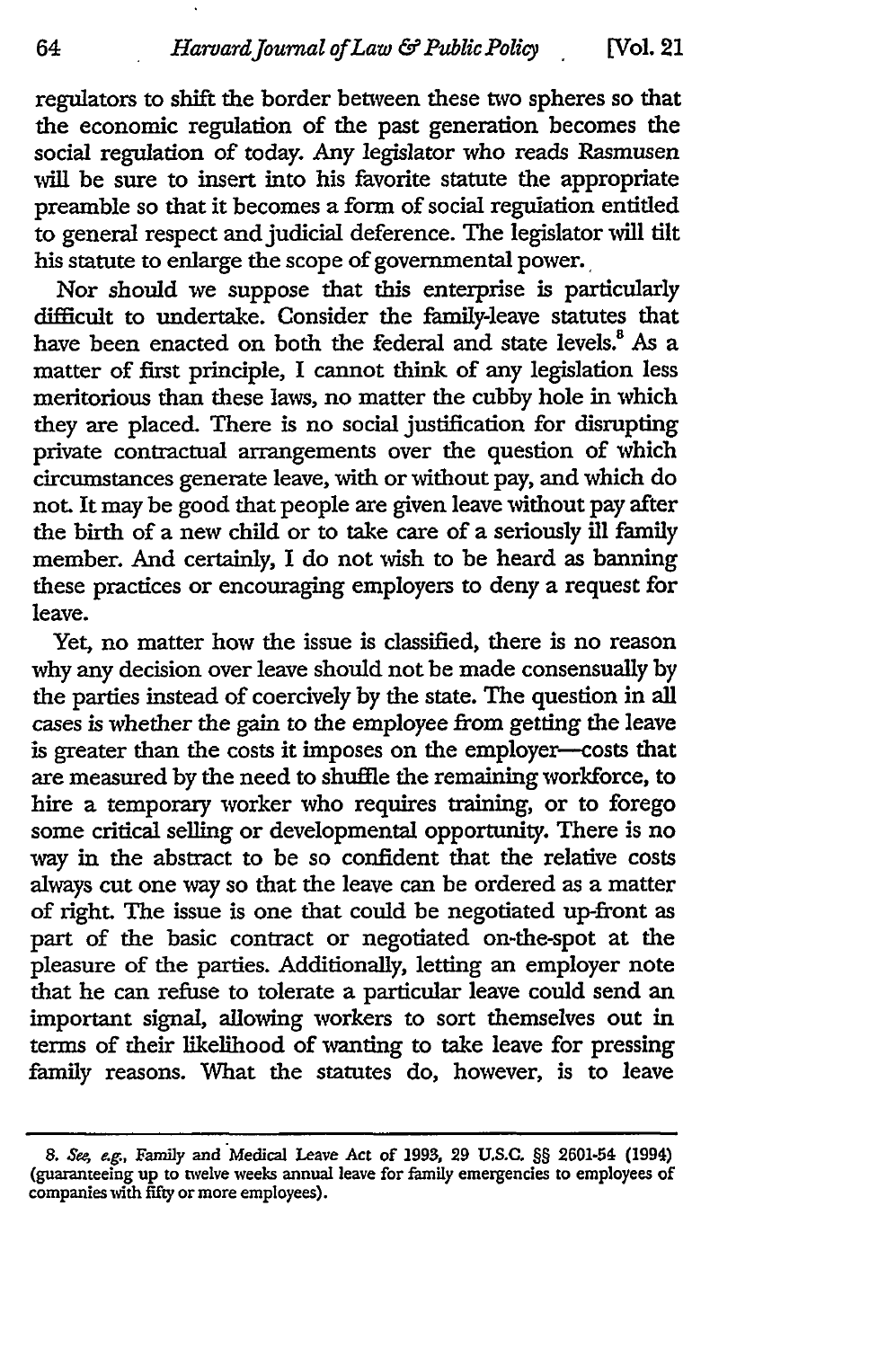regulators to shift the border between these two spheres so that the economic regulation of the past generation becomes the social regulation of today. Any legislator who reads Rasmusen will be sure to insert into his favorite statute the appropriate preamble so that it becomes a form of social regulation entitled to general respect and judicial deference. The legislator will tilt his statute to enlarge the scope of governmental power.

Nor should we suppose that this enterprise is particularly difficult to undertake. Consider the family-leave statutes that have been enacted on both the federal and state levels.[8] As a matter of first principle, I cannot think of any legislation less meritorious than these laws, no matter the cubby hole in which they are placed. There is no social justification for disrupting private contractual arrangements over the question of which circumstances generate leave, with or without pay, and which do not. It may be good that people are given leave without pay after the birth of a new child or to take care of a seriously ill family member. And certainly, I do not wish to be heard as banning these practices or encouraging employers to deny a request for leave.

Yet, no matter how the issue is classified, there is no reason why any decision over leave should not be made consensually by the parties instead of coercively by the state. The question in all cases is whether the gain to the employee from getting the leave is greater than the costs it imposes on the employer—costs that are measured by the need to shuffle the remaining workforce, to hire a temporary worker who requires training, or to forego some critical selling or developmental opportunity. There is no way in the abstract to be so confident that the relative costs always cut one way so that the leave can be ordered as a matter of right. The issue is one that could be negotiated up-front as part of the basic contract or negotiated on-the-spot at the pleasure of the parties. Additionally, letting an employer note that he can refuse to tolerate a particular leave could send an important signal, allowing workers to sort themselves out in terms of their likelihood of wanting to take leave for pressing family reasons. What the statutes do, however, is to leave

8. *See, e.g.*, Family and Medical Leave Act of 1993, 29 U.S.C. §§ 2601-54 (1994) (guaranteeing up to twelve weeks annual leave for family emergencies to employees of companies with fifty or more employees).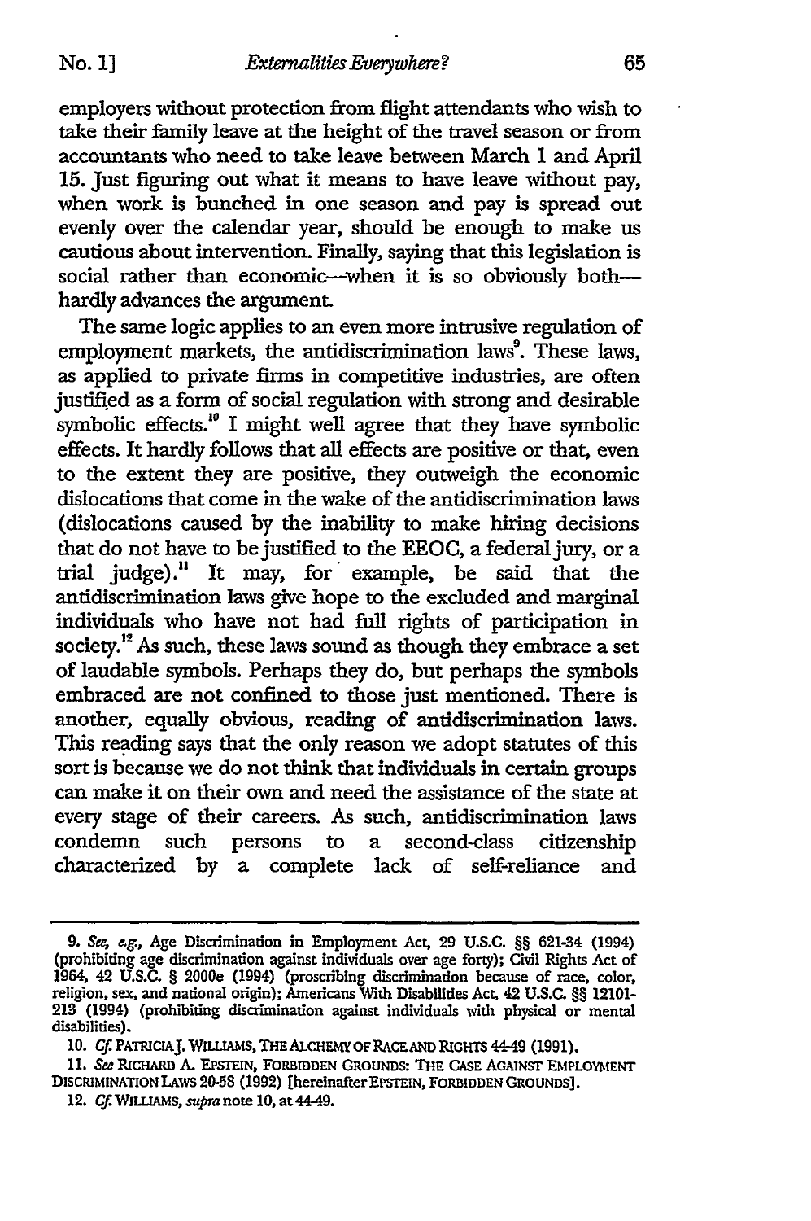employers without protection from flight attendants who wish to take their family leave at the height of the travel season or from accountants who need to take leave between March 1 and April 15. Just figuring out what it means to have leave without pay, when work is bunched in one season and pay is spread out evenly over the calendar year, should be enough to make us cautious about intervention. Finally, saying that this legislation is social rather than economic—when it is so obviously both—hardly advances the argument.

The same logic applies to an even more intrusive regulation of employment markets, the antidiscrimination laws[9]. These laws, as applied to private firms in competitive industries, are often justified as a form of social regulation with strong and desirable symbolic effects.[10] I might well agree that they have symbolic effects. It hardly follows that all effects are positive or that, even to the extent they are positive, they outweigh the economic dislocations that come in the wake of the antidiscrimination laws (dislocations caused by the inability to make hiring decisions that do not have to be justified to the EEOC, a federal jury, or a trial judge).[11] It may, for example, be said that the antidiscrimination laws give hope to the excluded and marginal individuals who have not had full rights of participation in society.[12] As such, these laws sound as though they embrace a set of laudable symbols. Perhaps they do, but perhaps the symbols embraced are not confined to those just mentioned. There is another, equally obvious, reading of antidiscrimination laws. This reading says that the only reason we adopt statutes of this sort is because we do not think that individuals in certain groups can make it on their own and need the assistance of the state at every stage of their careers. As such, antidiscrimination laws condemn such persons to a second-class citizenship characterized by a complete lack of self-reliance and

---

9. *See, e.g.*, Age Discrimination in Employment Act, 29 U.S.C. §§ 621-34 (1994) (prohibiting age discrimination against individuals over age forty); Civil Rights Act of 1964, 42 U.S.C. § 2000e (1994) (proscribing discrimination because of race, color, religion, sex, and national origin); Americans With Disabilities Act, 42 U.S.C. §§ 12101-213 (1994) (prohibiting discrimination against individuals with physical or mental disabilities).

10. *Cf.* PATRICIA J. WILLIAMS, THE ALCHEMY OF RACE AND RIGHTS 44-49 (1991).

11. *See* RICHARD A. EPSTEIN, FORBIDDEN GROUNDS: THE CASE AGAINST EMPLOYMENT DISCRIMINATION LAWS 20-58 (1992) [hereinafter EPSTEIN, FORBIDDEN GROUNDS].

12. *Cf.* WILLIAMS, *supra* note 10, at 44-49.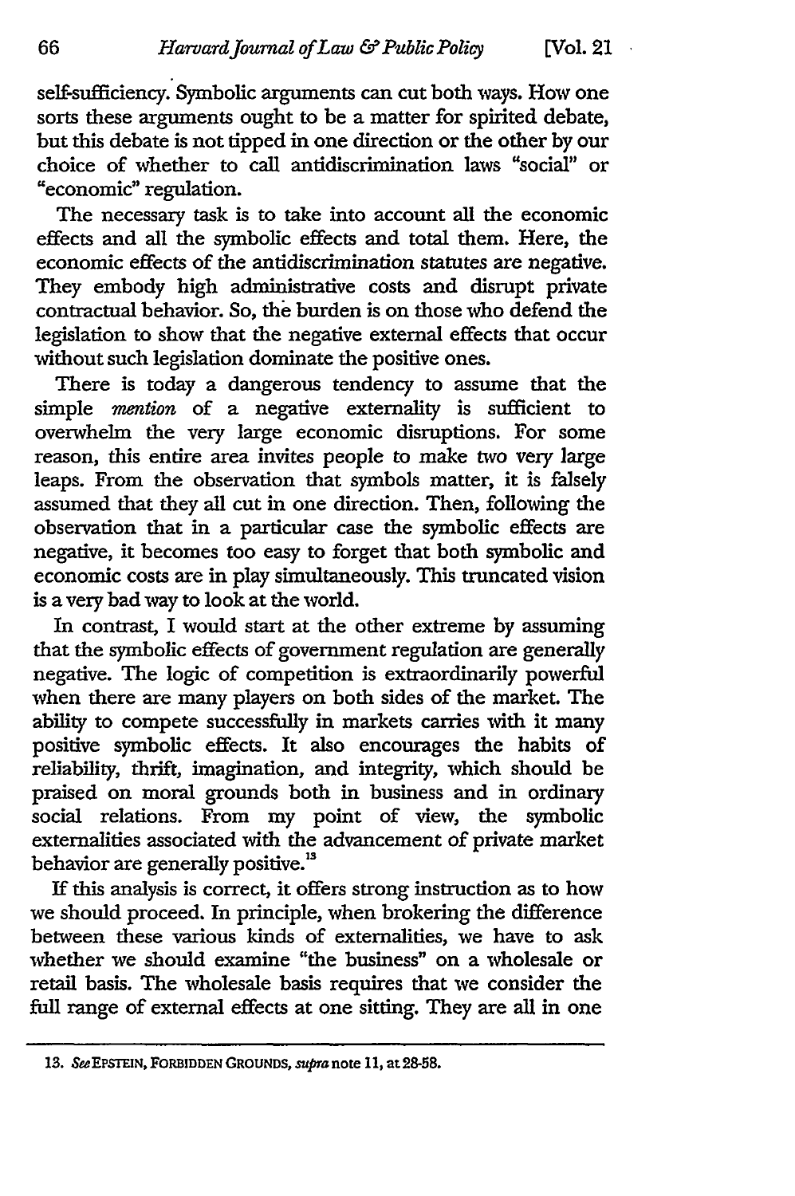self-sufficiency. Symbolic arguments can cut both ways. How one sorts these arguments ought to be a matter for spirited debate, but this debate is not tipped in one direction or the other by our choice of whether to call antidiscrimination laws "social" or "economic" regulation.

The necessary task is to take into account all the economic effects and all the symbolic effects and total them. Here, the economic effects of the antidiscrimination statutes are negative. They embody high administrative costs and disrupt private contractual behavior. So, the burden is on those who defend the legislation to show that the negative external effects that occur without such legislation dominate the positive ones.

There is today a dangerous tendency to assume that the simple *mention* of a negative externality is sufficient to overwhelm the very large economic disruptions. For some reason, this entire area invites people to make two very large leaps. From the observation that symbols matter, it is falsely assumed that they all cut in one direction. Then, following the observation that in a particular case the symbolic effects are negative, it becomes too easy to forget that both symbolic and economic costs are in play simultaneously. This truncated vision is a very bad way to look at the world.

In contrast, I would start at the other extreme by assuming that the symbolic effects of government regulation are generally negative. The logic of competition is extraordinarily powerful when there are many players on both sides of the market. The ability to compete successfully in markets carries with it many positive symbolic effects. It also encourages the habits of reliability, thrift, imagination, and integrity, which should be praised on moral grounds both in business and in ordinary social relations. From my point of view, the symbolic externalities associated with the advancement of private market behavior are generally positive.[13]

If this analysis is correct, it offers strong instruction as to how we should proceed. In principle, when brokering the difference between these various kinds of externalities, we have to ask whether we should examine "the business" on a wholesale or retail basis. The wholesale basis requires that we consider the full range of external effects at one sitting. They are all in one

---

13. *See* EPSTEIN, FORBIDDEN GROUNDS, *supra* note 11, at 28-58.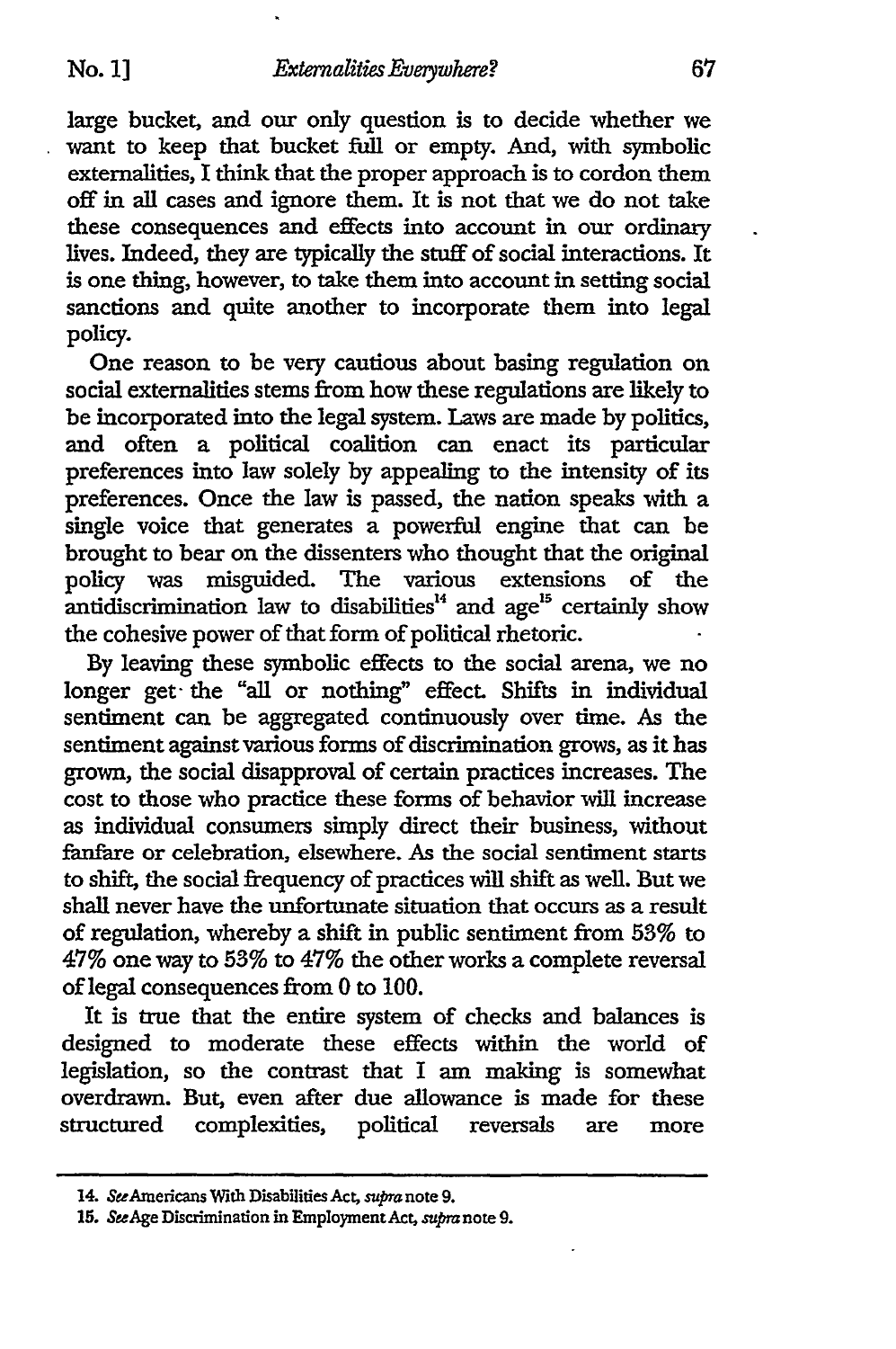large bucket, and our only question is to decide whether we want to keep that bucket full or empty. And, with symbolic externalities, I think that the proper approach is to cordon them off in all cases and ignore them. It is not that we do not take these consequences and effects into account in our ordinary lives. Indeed, they are typically the stuff of social interactions. It is one thing, however, to take them into account in setting social sanctions and quite another to incorporate them into legal policy.

One reason to be very cautious about basing regulation on social externalities stems from how these regulations are likely to be incorporated into the legal system. Laws are made by politics, and often a political coalition can enact its particular preferences into law solely by appealing to the intensity of its preferences. Once the law is passed, the nation speaks with a single voice that generates a powerful engine that can be brought to bear on the dissenters who thought that the original policy was misguided. The various extensions of the antidiscrimination law to disabilities[14] and age[15] certainly show the cohesive power of that form of political rhetoric.

By leaving these symbolic effects to the social arena, we no longer get the "all or nothing" effect. Shifts in individual sentiment can be aggregated continuously over time. As the sentiment against various forms of discrimination grows, as it has grown, the social disapproval of certain practices increases. The cost to those who practice these forms of behavior will increase as individual consumers simply direct their business, without fanfare or celebration, elsewhere. As the social sentiment starts to shift, the social frequency of practices will shift as well. But we shall never have the unfortunate situation that occurs as a result of regulation, whereby a shift in public sentiment from 53% to 47% one way to 53% to 47% the other works a complete reversal of legal consequences from 0 to 100.

It is true that the entire system of checks and balances is designed to moderate these effects within the world of legislation, so the contrast that I am making is somewhat overdrawn. But, even after due allowance is made for these structured complexities, political reversals are more

---

14. *See* Americans With Disabilities Act, *supra* note 9.

15. *See* Age Discrimination in Employment Act, *supra* note 9.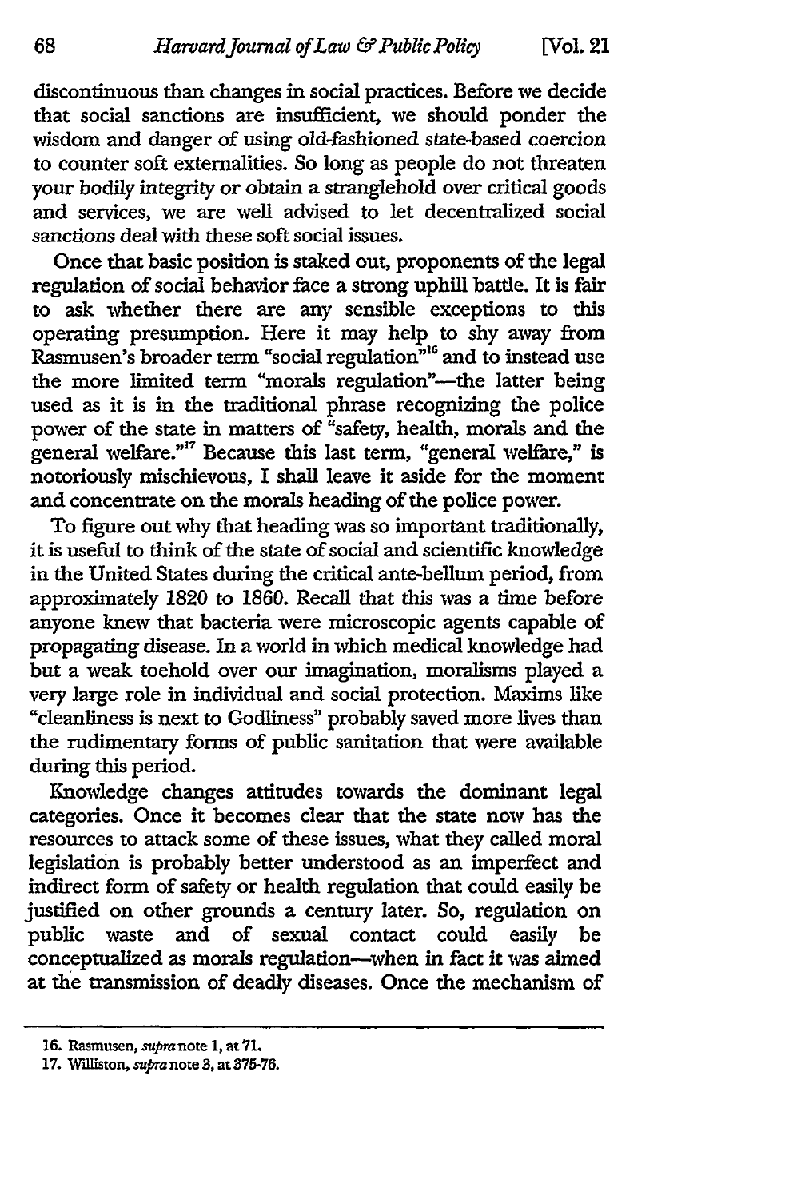discontinuous than changes in social practices. Before we decide that social sanctions are insufficient, we should ponder the wisdom and danger of using old-fashioned state-based coercion to counter soft externalities. So long as people do not threaten your bodily integrity or obtain a stranglehold over critical goods and services, we are well advised to let decentralized social sanctions deal with these soft social issues.

Once that basic position is staked out, proponents of the legal regulation of social behavior face a strong uphill battle. It is fair to ask whether there are any sensible exceptions to this operating presumption. Here it may help to shy away from Rasmusen's broader term "social regulation"[16] and to instead use the more limited term "morals regulation"—the latter being used as it is in the traditional phrase recognizing the police power of the state in matters of "safety, health, morals and the general welfare."[17] Because this last term, "general welfare," is notoriously mischievous, I shall leave it aside for the moment and concentrate on the morals heading of the police power.

To figure out why that heading was so important traditionally, it is useful to think of the state of social and scientific knowledge in the United States during the critical ante-bellum period, from approximately 1820 to 1860. Recall that this was a time before anyone knew that bacteria were microscopic agents capable of propagating disease. In a world in which medical knowledge had but a weak toehold over our imagination, moralisms played a very large role in individual and social protection. Maxims like "cleanliness is next to Godliness" probably saved more lives than the rudimentary forms of public sanitation that were available during this period.

Knowledge changes attitudes towards the dominant legal categories. Once it becomes clear that the state now has the resources to attack some of these issues, what they called moral legislation is probably better understood as an imperfect and indirect form of safety or health regulation that could easily be justified on other grounds a century later. So, regulation on public waste and of sexual contact could easily be conceptualized as morals regulation—when in fact it was aimed at the transmission of deadly diseases. Once the mechanism of

---

16. Rasmusen, *supra* note 1, at 71.

17. Williston, *supra* note 3, at 375-76.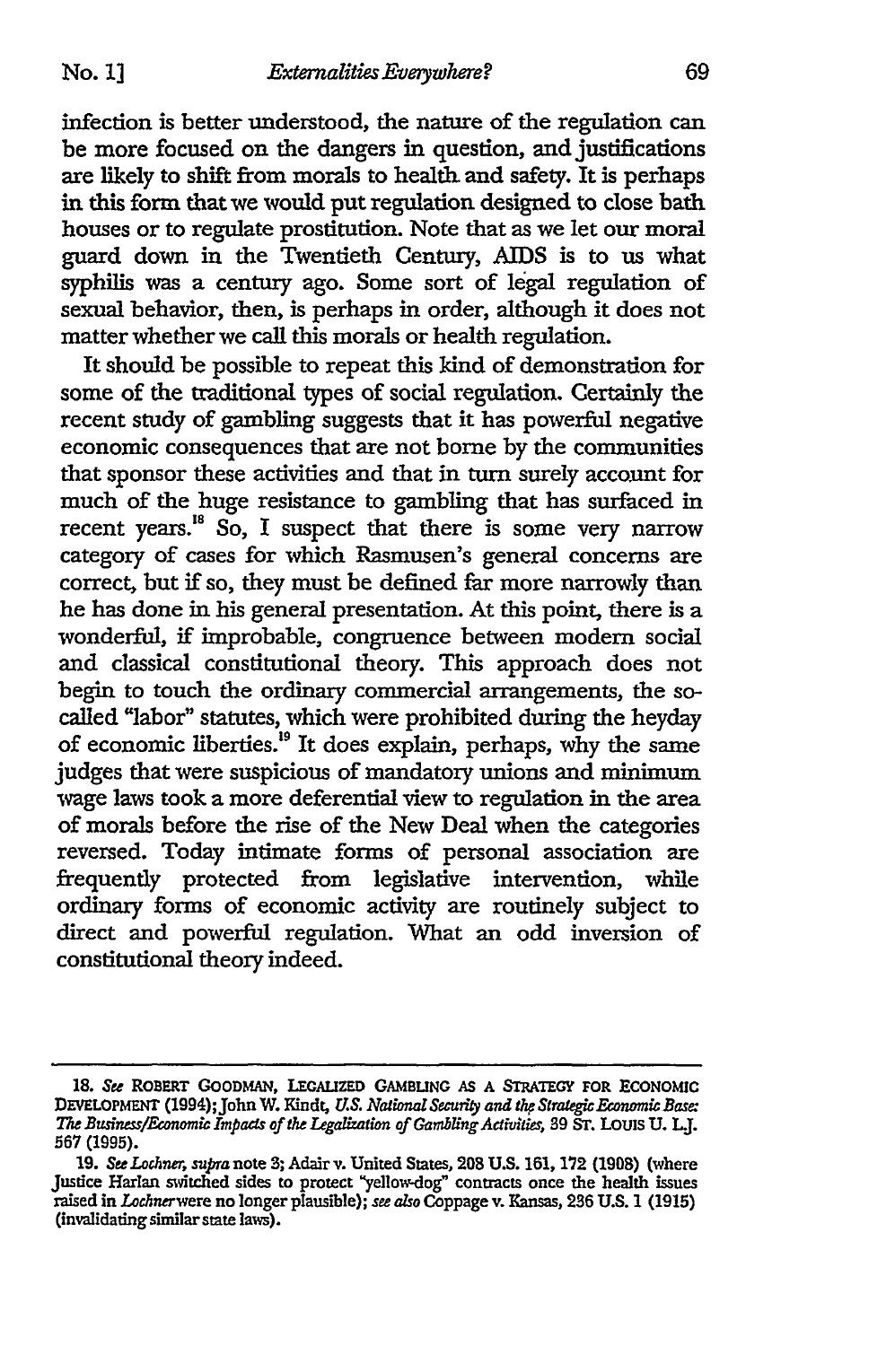infection is better understood, the nature of the regulation can be more focused on the dangers in question, and justifications are likely to shift from morals to health and safety. It is perhaps in this form that we would put regulation designed to close bath houses or to regulate prostitution. Note that as we let our moral guard down in the Twentieth Century, AIDS is to us what syphilis was a century ago. Some sort of legal regulation of sexual behavior, then, is perhaps in order, although it does not matter whether we call this morals or health regulation.

It should be possible to repeat this kind of demonstration for some of the traditional types of social regulation. Certainly the recent study of gambling suggests that it has powerful negative economic consequences that are not borne by the communities that sponsor these activities and that in turn surely account for much of the huge resistance to gambling that has surfaced in recent years.[18] So, I suspect that there is some very narrow category of cases for which Rasmusen's general concerns are correct, but if so, they must be defined far more narrowly than he has done in his general presentation. At this point, there is a wonderful, if improbable, congruence between modern social and classical constitutional theory. This approach does not begin to touch the ordinary commercial arrangements, the so-called "labor" statutes, which were prohibited during the heyday of economic liberties.[19] It does explain, perhaps, why the same judges that were suspicious of mandatory unions and minimum wage laws took a more deferential view to regulation in the area of morals before the rise of the New Deal when the categories reversed. Today intimate forms of personal association are frequently protected from legislative intervention, while ordinary forms of economic activity are routinely subject to direct and powerful regulation. What an odd inversion of constitutional theory indeed.

---

18. *See* ROBERT GOODMAN, LEGALIZED GAMBLING AS A STRATEGY FOR ECONOMIC DEVELOPMENT (1994); John W. Kindt, *U.S. National Security and the Strategic Economic Base: The Business/Economic Impacts of the Legalization of Gambling Activities*, 39 ST. LOUIS U. L.J. 567 (1995).

19. *See Lochner*, *supra* note 3; Adair v. United States, 208 U.S. 161, 172 (1908) (where Justice Harlan switched sides to protect "yellow-dog" contracts once the health issues raised in *Lochner* were no longer plausible); *see also* Coppage v. Kansas, 236 U.S. 1 (1915) (invalidating similar state laws).